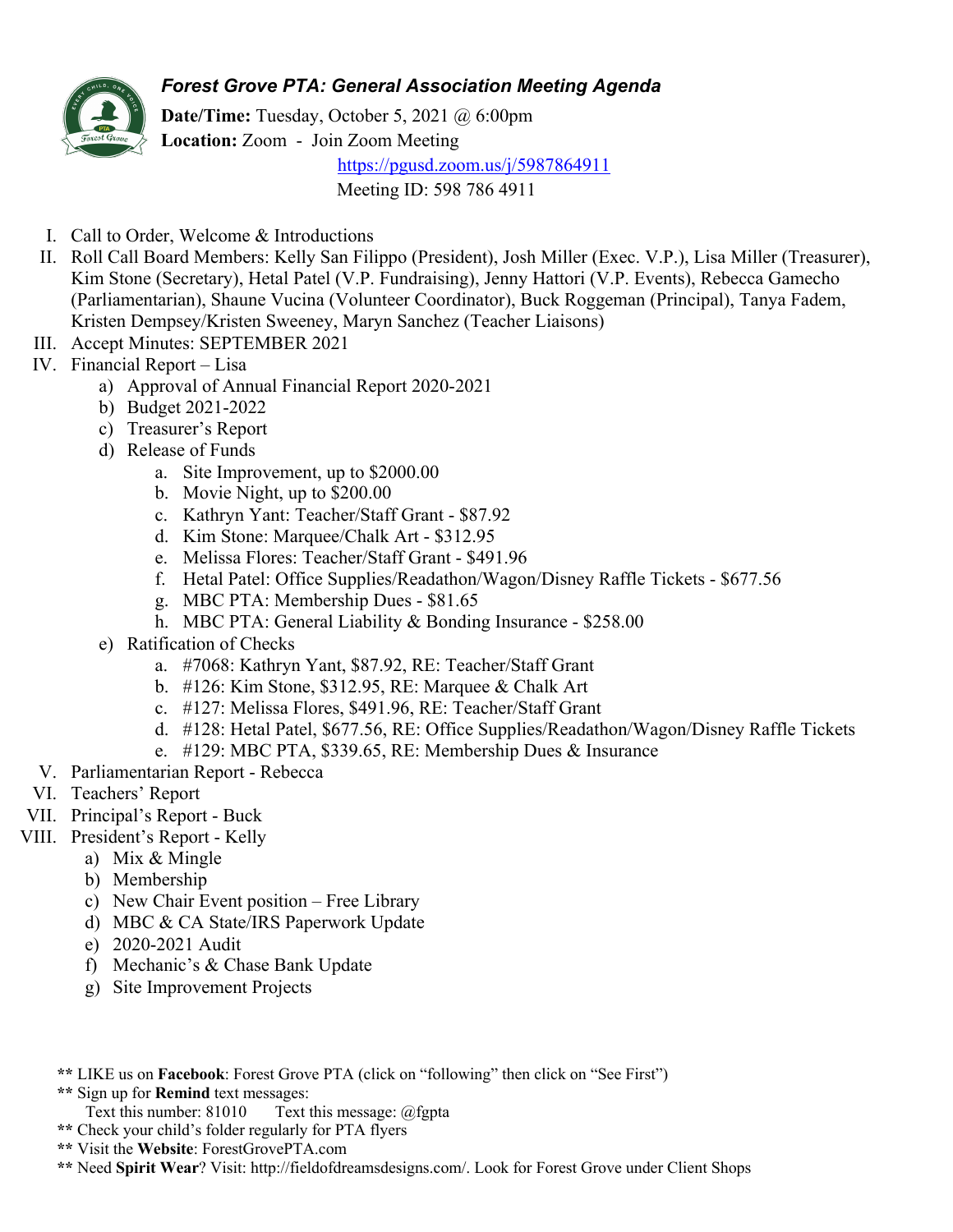# *Forest Grove PTA: General Association Meeting Agenda*

**Date/Time:** Tuesday, October 5, 2021 @ 6:00pm
**Location:** Zoom - Join Zoom Meeting
https://pgusd.zoom.us/j/5987864911
Meeting ID: 598 786 4911

I. Call to Order, Welcome & Introductions
II. Roll Call Board Members: Kelly San Filippo (President), Josh Miller (Exec. V.P.), Lisa Miller (Treasurer), Kim Stone (Secretary), Hetal Patel (V.P. Fundraising), Jenny Hattori (V.P. Events), Rebecca Gamecho (Parliamentarian), Shaune Vucina (Volunteer Coordinator), Buck Roggeman (Principal), Tanya Fadem, Kristen Dempsey/Kristen Sweeney, Maryn Sanchez (Teacher Liaisons)
III. Accept Minutes: SEPTEMBER 2021
IV. Financial Report – Lisa
   a) Approval of Annual Financial Report 2020-2021
   b) Budget 2021-2022
   c) Treasurer's Report
   d) Release of Funds
      a. Site Improvement, up to $2000.00
      b. Movie Night, up to $200.00
      c. Kathryn Yant: Teacher/Staff Grant - $87.92
      d. Kim Stone: Marquee/Chalk Art - $312.95
      e. Melissa Flores: Teacher/Staff Grant - $491.96
      f. Hetal Patel: Office Supplies/Readathon/Wagon/Disney Raffle Tickets - $677.56
      g. MBC PTA: Membership Dues - $81.65
      h. MBC PTA: General Liability & Bonding Insurance - $258.00
   e) Ratification of Checks
      a. #7068: Kathryn Yant, $87.92, RE: Teacher/Staff Grant
      b. #126: Kim Stone, $312.95, RE: Marquee & Chalk Art
      c. #127: Melissa Flores, $491.96, RE: Teacher/Staff Grant
      d. #128: Hetal Patel, $677.56, RE: Office Supplies/Readathon/Wagon/Disney Raffle Tickets
      e. #129: MBC PTA, $339.65, RE: Membership Dues & Insurance
V. Parliamentarian Report - Rebecca
VI. Teachers' Report
VII. Principal's Report - Buck
VIII. President's Report - Kelly
   a) Mix & Mingle
   b) Membership
   c) New Chair Event position – Free Library
   d) MBC & CA State/IRS Paperwork Update
   e) 2020-2021 Audit
   f) Mechanic's & Chase Bank Update
   g) Site Improvement Projects

** LIKE us on **Facebook**: Forest Grove PTA (click on "following" then click on "See First")
** Sign up for **Remind** text messages:
Text this number: 81010    Text this message: @fgpta
** Check your child's folder regularly for PTA flyers
** Visit the **Website**: ForestGrovePTA.com
** Need **Spirit Wear**? Visit: http://fieldofdreamsdesigns.com/. Look for Forest Grove under Client Shops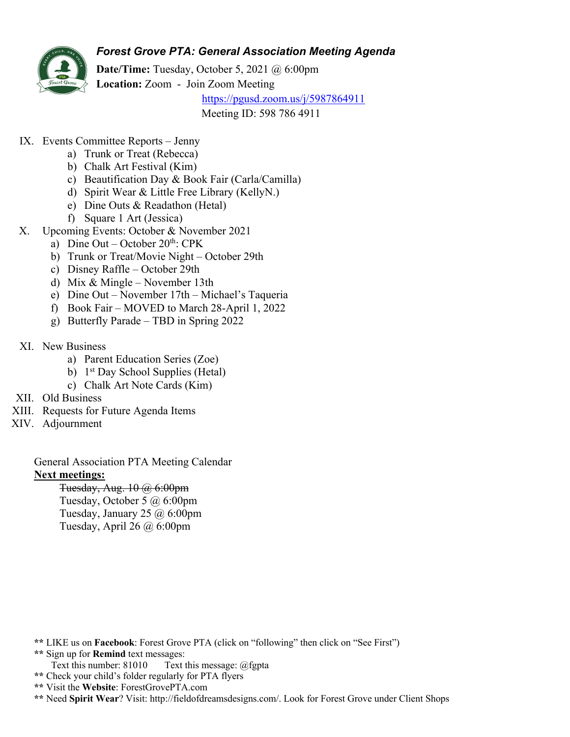***Forest Grove PTA: General Association Meeting Agenda***

**Date/Time:** Tuesday, October 5, 2021 @ 6:00pm
**Location:** Zoom - Join Zoom Meeting
https://pgusd.zoom.us/j/5987864911
Meeting ID: 598 786 4911

IX. Events Committee Reports – Jenny
  a) Trunk or Treat (Rebecca)
  b) Chalk Art Festival (Kim)
  c) Beautification Day & Book Fair (Carla/Camilla)
  d) Spirit Wear & Little Free Library (KellyN.)
  e) Dine Outs & Readathon (Hetal)
  f) Square 1 Art (Jessica)

X. Upcoming Events: October & November 2021
  a) Dine Out – October 20th: CPK
  b) Trunk or Treat/Movie Night – October 29th
  c) Disney Raffle – October 29th
  d) Mix & Mingle – November 13th
  e) Dine Out – November 17th – Michael's Taqueria
  f) Book Fair – MOVED to March 28-April 1, 2022
  g) Butterfly Parade – TBD in Spring 2022

XI. New Business
  a) Parent Education Series (Zoe)
  b) 1st Day School Supplies (Hetal)
  c) Chalk Art Note Cards (Kim)

XII. Old Business

XIII. Requests for Future Agenda Items

XIV. Adjournment

General Association PTA Meeting Calendar

**Next meetings:**

~~Tuesday, Aug. 10 @ 6:00pm~~
Tuesday, October 5 @ 6:00pm
Tuesday, January 25 @ 6:00pm
Tuesday, April 26 @ 6:00pm

** LIKE us on **Facebook**: Forest Grove PTA (click on "following" then click on "See First")
** Sign up for **Remind** text messages:
  Text this number: 81010  Text this message: @fgpta
** Check your child's folder regularly for PTA flyers
** Visit the **Website**: ForestGrovePTA.com
** Need **Spirit Wear**? Visit: http://fieldofdreamsdesigns.com/. Look for Forest Grove under Client Shops